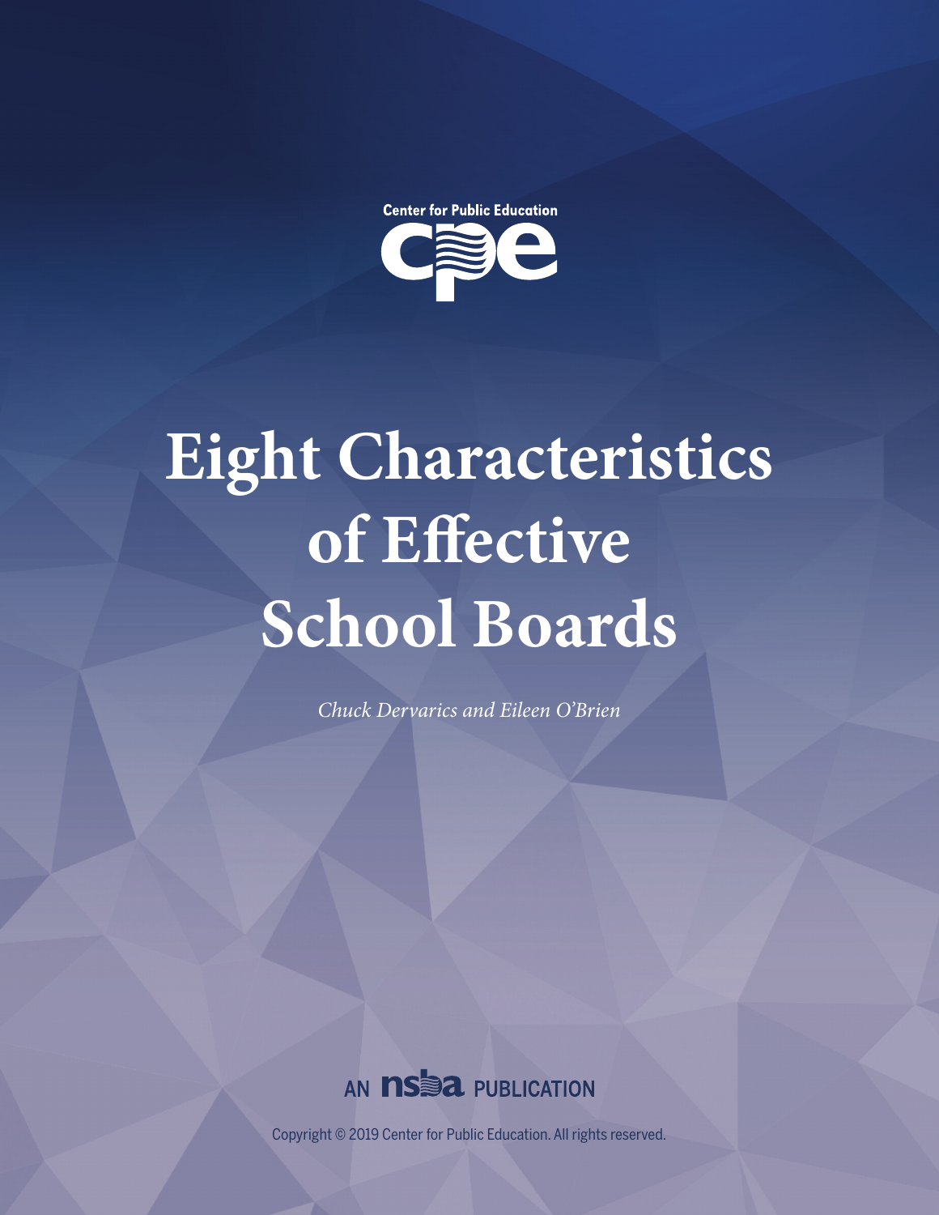Center for Public Education

cpe

# Eight Characteristics of Effective School Boards

*Chuck Dervarics and Eileen O'Brien*

AN nsba PUBLICATION

Copyright © 2019 Center for Public Education. All rights reserved.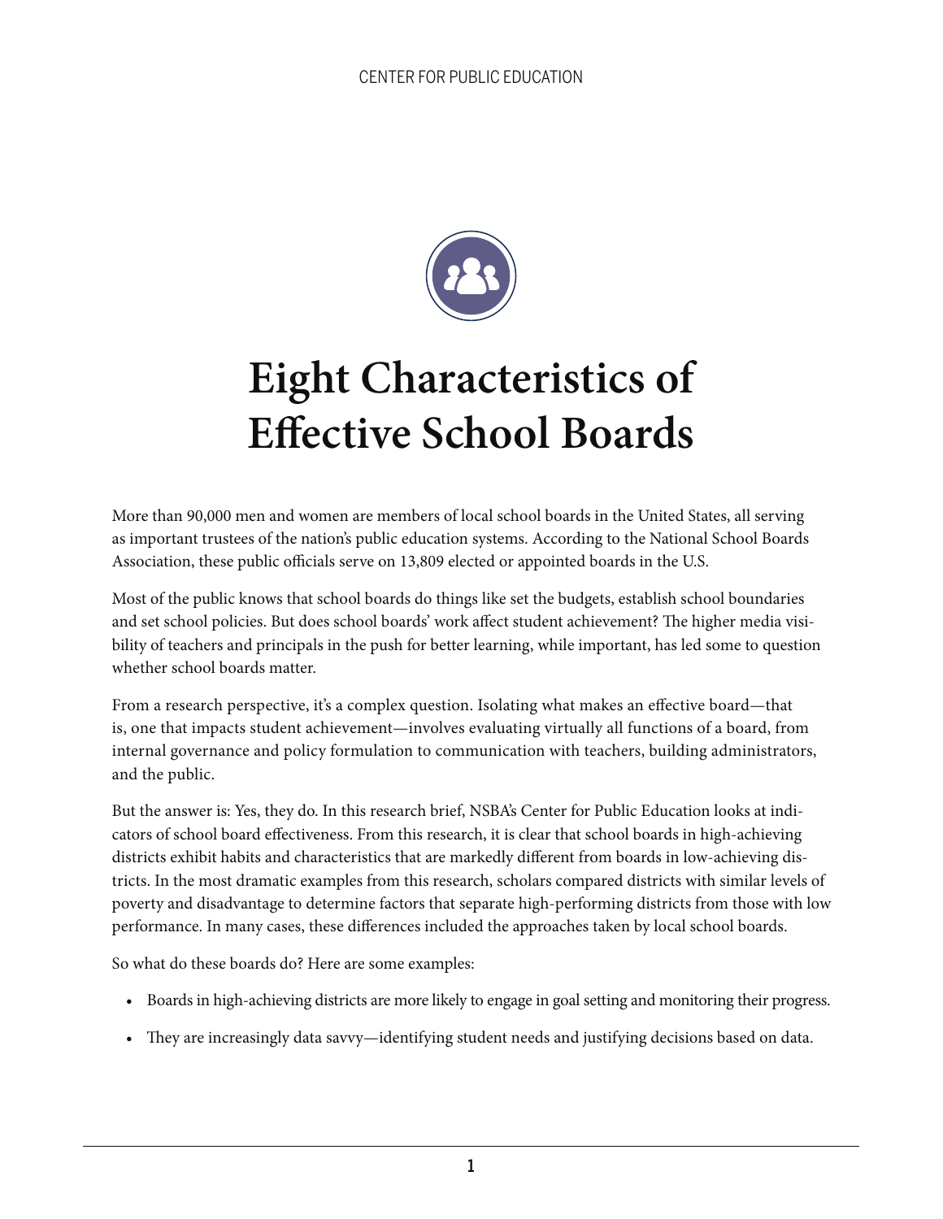# Eight Characteristics of Effective School Boards

More than 90,000 men and women are members of local school boards in the United States, all serving as important trustees of the nation's public education systems. According to the National School Boards Association, these public officials serve on 13,809 elected or appointed boards in the U.S.

Most of the public knows that school boards do things like set the budgets, establish school boundaries and set school policies. But does school boards' work affect student achievement? The higher media visibility of teachers and principals in the push for better learning, while important, has led some to question whether school boards matter.

From a research perspective, it's a complex question. Isolating what makes an effective board—that is, one that impacts student achievement—involves evaluating virtually all functions of a board, from internal governance and policy formulation to communication with teachers, building administrators, and the public.

But the answer is: Yes, they do. In this research brief, NSBA's Center for Public Education looks at indicators of school board effectiveness. From this research, it is clear that school boards in high-achieving districts exhibit habits and characteristics that are markedly different from boards in low-achieving districts. In the most dramatic examples from this research, scholars compared districts with similar levels of poverty and disadvantage to determine factors that separate high-performing districts from those with low performance. In many cases, these differences included the approaches taken by local school boards.

So what do these boards do? Here are some examples:

- Boards in high-achieving districts are more likely to engage in goal setting and monitoring their progress.
- They are increasingly data savvy—identifying student needs and justifying decisions based on data.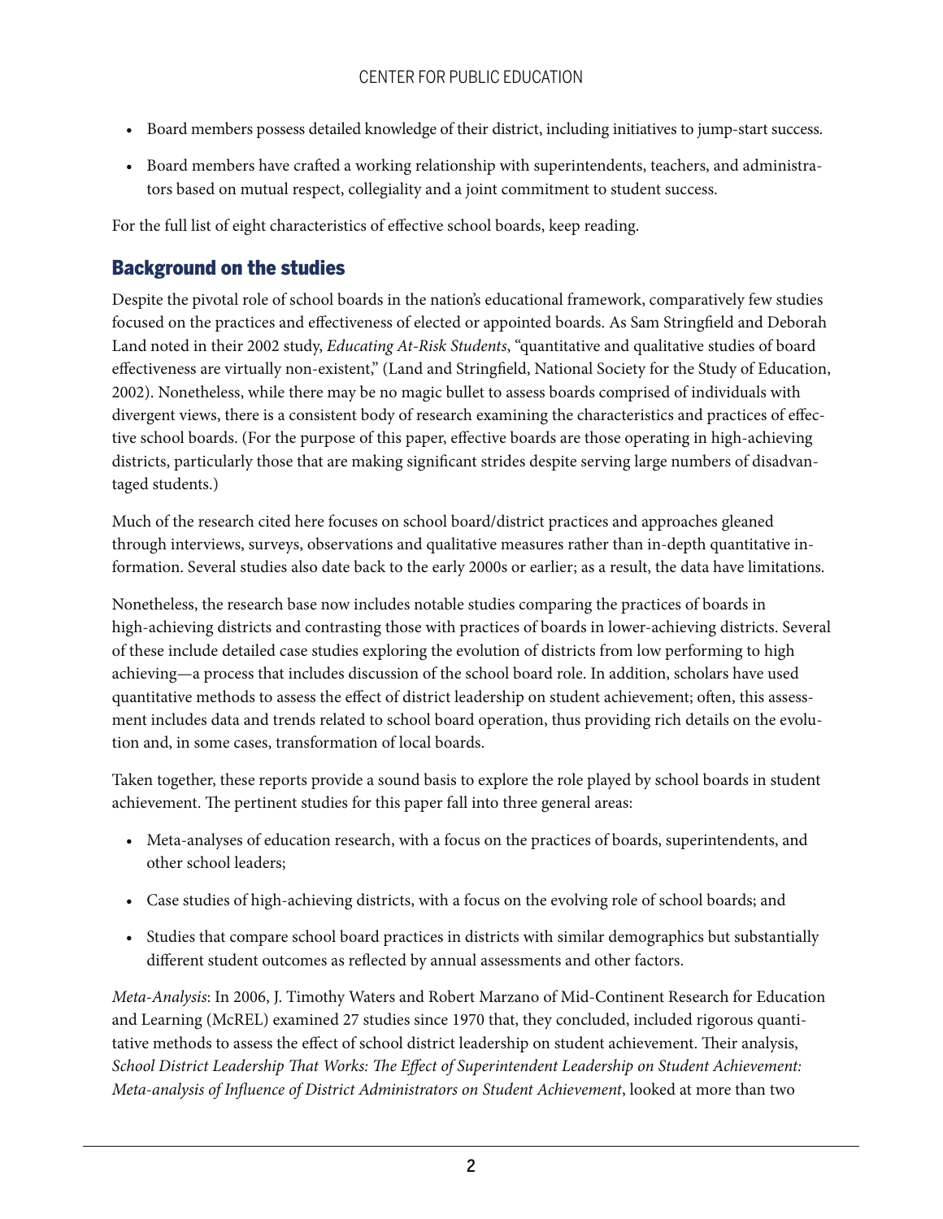- Board members possess detailed knowledge of their district, including initiatives to jump-start success.
- Board members have crafted a working relationship with superintendents, teachers, and administrators based on mutual respect, collegiality and a joint commitment to student success.

For the full list of eight characteristics of effective school boards, keep reading.

## Background on the studies

Despite the pivotal role of school boards in the nation's educational framework, comparatively few studies focused on the practices and effectiveness of elected or appointed boards. As Sam Stringfield and Deborah Land noted in their 2002 study, *Educating At-Risk Students*, "quantitative and qualitative studies of board effectiveness are virtually non-existent," (Land and Stringfield, National Society for the Study of Education, 2002). Nonetheless, while there may be no magic bullet to assess boards comprised of individuals with divergent views, there is a consistent body of research examining the characteristics and practices of effective school boards. (For the purpose of this paper, effective boards are those operating in high-achieving districts, particularly those that are making significant strides despite serving large numbers of disadvantaged students.)

Much of the research cited here focuses on school board/district practices and approaches gleaned through interviews, surveys, observations and qualitative measures rather than in-depth quantitative information. Several studies also date back to the early 2000s or earlier; as a result, the data have limitations.

Nonetheless, the research base now includes notable studies comparing the practices of boards in high-achieving districts and contrasting those with practices of boards in lower-achieving districts. Several of these include detailed case studies exploring the evolution of districts from low performing to high achieving—a process that includes discussion of the school board role. In addition, scholars have used quantitative methods to assess the effect of district leadership on student achievement; often, this assessment includes data and trends related to school board operation, thus providing rich details on the evolution and, in some cases, transformation of local boards.

Taken together, these reports provide a sound basis to explore the role played by school boards in student achievement. The pertinent studies for this paper fall into three general areas:

- Meta-analyses of education research, with a focus on the practices of boards, superintendents, and other school leaders;
- Case studies of high-achieving districts, with a focus on the evolving role of school boards; and
- Studies that compare school board practices in districts with similar demographics but substantially different student outcomes as reflected by annual assessments and other factors.

*Meta-Analysis*: In 2006, J. Timothy Waters and Robert Marzano of Mid-Continent Research for Education and Learning (McREL) examined 27 studies since 1970 that, they concluded, included rigorous quantitative methods to assess the effect of school district leadership on student achievement. Their analysis, *School District Leadership That Works: The Effect of Superintendent Leadership on Student Achievement: Meta-analysis of Influence of District Administrators on Student Achievement*, looked at more than two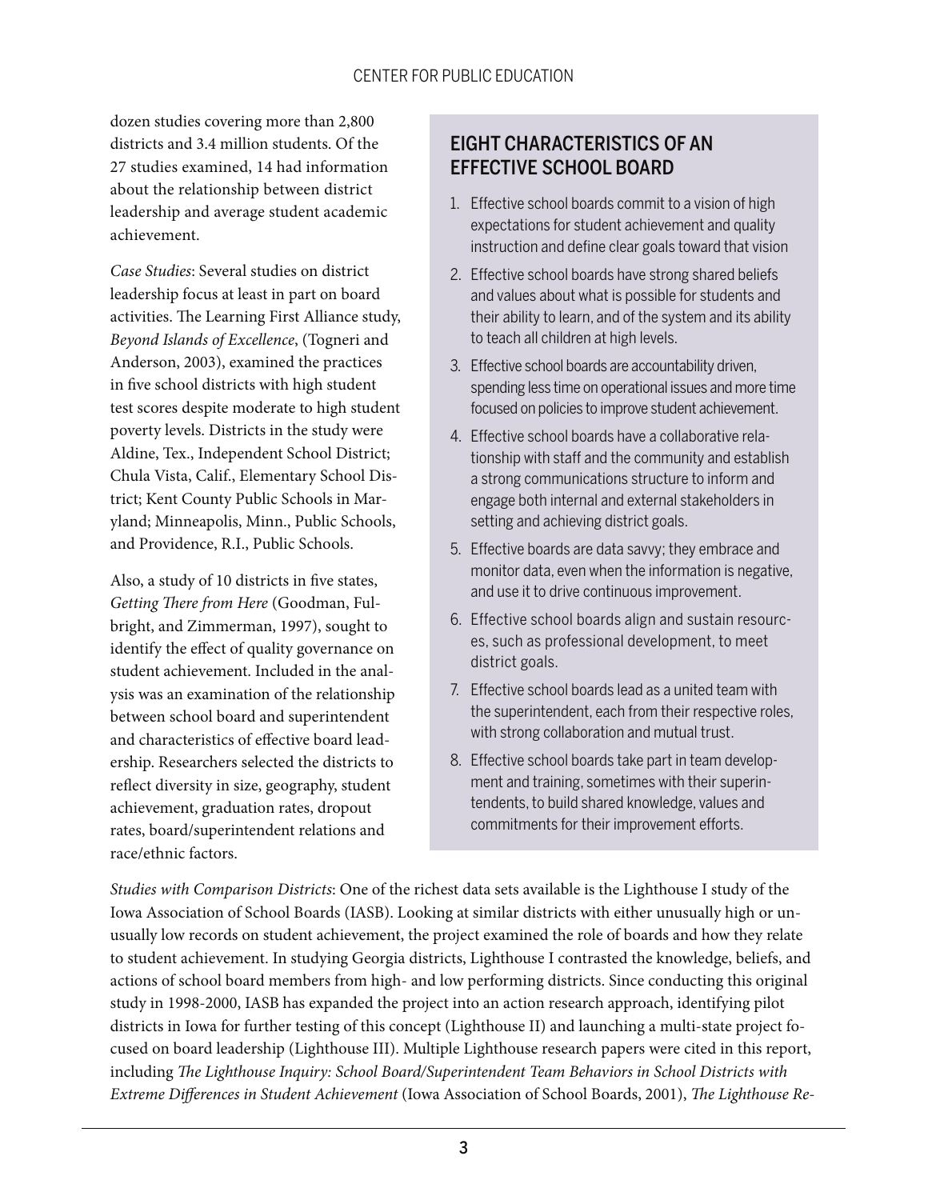dozen studies covering more than 2,800 districts and 3.4 million students. Of the 27 studies examined, 14 had information about the relationship between district leadership and average student academic achievement.

*Case Studies*: Several studies on district leadership focus at least in part on board activities. The Learning First Alliance study, *Beyond Islands of Excellence*, (Togneri and Anderson, 2003), examined the practices in five school districts with high student test scores despite moderate to high student poverty levels. Districts in the study were Aldine, Tex., Independent School District; Chula Vista, Calif., Elementary School District; Kent County Public Schools in Maryland; Minneapolis, Minn., Public Schools, and Providence, R.I., Public Schools.

Also, a study of 10 districts in five states, *Getting There from Here* (Goodman, Fulbright, and Zimmerman, 1997), sought to identify the effect of quality governance on student achievement. Included in the analysis was an examination of the relationship between school board and superintendent and characteristics of effective board leadership. Researchers selected the districts to reflect diversity in size, geography, student achievement, graduation rates, dropout rates, board/superintendent relations and race/ethnic factors.

## EIGHT CHARACTERISTICS OF AN EFFECTIVE SCHOOL BOARD

1. Effective school boards commit to a vision of high expectations for student achievement and quality instruction and define clear goals toward that vision
2. Effective school boards have strong shared beliefs and values about what is possible for students and their ability to learn, and of the system and its ability to teach all children at high levels.
3. Effective school boards are accountability driven, spending less time on operational issues and more time focused on policies to improve student achievement.
4. Effective school boards have a collaborative relationship with staff and the community and establish a strong communications structure to inform and engage both internal and external stakeholders in setting and achieving district goals.
5. Effective boards are data savvy; they embrace and monitor data, even when the information is negative, and use it to drive continuous improvement.
6. Effective school boards align and sustain resources, such as professional development, to meet district goals.
7. Effective school boards lead as a united team with the superintendent, each from their respective roles, with strong collaboration and mutual trust.
8. Effective school boards take part in team development and training, sometimes with their superintendents, to build shared knowledge, values and commitments for their improvement efforts.

*Studies with Comparison Districts*: One of the richest data sets available is the Lighthouse I study of the Iowa Association of School Boards (IASB). Looking at similar districts with either unusually high or unusually low records on student achievement, the project examined the role of boards and how they relate to student achievement. In studying Georgia districts, Lighthouse I contrasted the knowledge, beliefs, and actions of school board members from high- and low performing districts. Since conducting this original study in 1998-2000, IASB has expanded the project into an action research approach, identifying pilot districts in Iowa for further testing of this concept (Lighthouse II) and launching a multi-state project focused on board leadership (Lighthouse III). Multiple Lighthouse research papers were cited in this report, including *The Lighthouse Inquiry: School Board/Superintendent Team Behaviors in School Districts with Extreme Differences in Student Achievement* (Iowa Association of School Boards, 2001), *The Lighthouse Re-*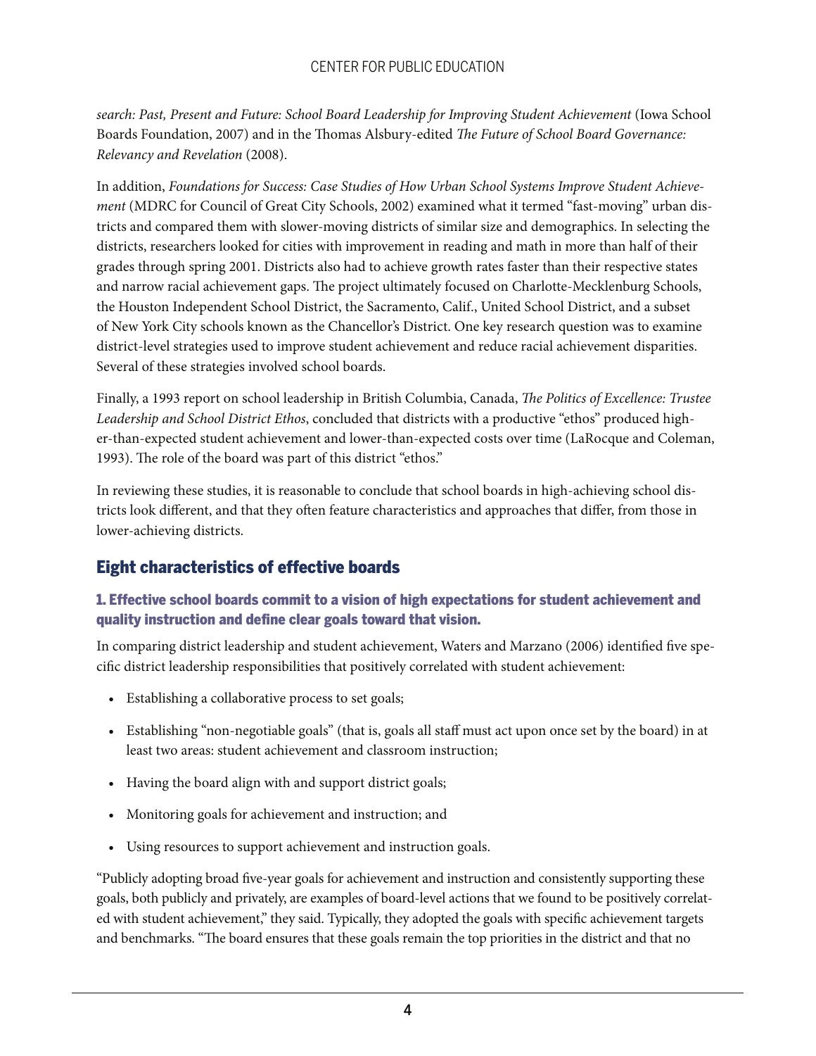*search: Past, Present and Future: School Board Leadership for Improving Student Achievement* (Iowa School Boards Foundation, 2007) and in the Thomas Alsbury-edited *The Future of School Board Governance: Relevancy and Revelation* (2008).

In addition, *Foundations for Success: Case Studies of How Urban School Systems Improve Student Achievement* (MDRC for Council of Great City Schools, 2002) examined what it termed "fast-moving" urban districts and compared them with slower-moving districts of similar size and demographics. In selecting the districts, researchers looked for cities with improvement in reading and math in more than half of their grades through spring 2001. Districts also had to achieve growth rates faster than their respective states and narrow racial achievement gaps. The project ultimately focused on Charlotte-Mecklenburg Schools, the Houston Independent School District, the Sacramento, Calif., United School District, and a subset of New York City schools known as the Chancellor's District. One key research question was to examine district-level strategies used to improve student achievement and reduce racial achievement disparities. Several of these strategies involved school boards.

Finally, a 1993 report on school leadership in British Columbia, Canada, *The Politics of Excellence: Trustee Leadership and School District Ethos*, concluded that districts with a productive "ethos" produced higher-than-expected student achievement and lower-than-expected costs over time (LaRocque and Coleman, 1993). The role of the board was part of this district "ethos."

In reviewing these studies, it is reasonable to conclude that school boards in high-achieving school districts look different, and that they often feature characteristics and approaches that differ, from those in lower-achieving districts.

## Eight characteristics of effective boards

### 1. Effective school boards commit to a vision of high expectations for student achievement and quality instruction and define clear goals toward that vision.

In comparing district leadership and student achievement, Waters and Marzano (2006) identified five specific district leadership responsibilities that positively correlated with student achievement:

- Establishing a collaborative process to set goals;
- Establishing "non-negotiable goals" (that is, goals all staff must act upon once set by the board) in at least two areas: student achievement and classroom instruction;
- Having the board align with and support district goals;
- Monitoring goals for achievement and instruction; and
- Using resources to support achievement and instruction goals.

"Publicly adopting broad five-year goals for achievement and instruction and consistently supporting these goals, both publicly and privately, are examples of board-level actions that we found to be positively correlated with student achievement," they said. Typically, they adopted the goals with specific achievement targets and benchmarks. "The board ensures that these goals remain the top priorities in the district and that no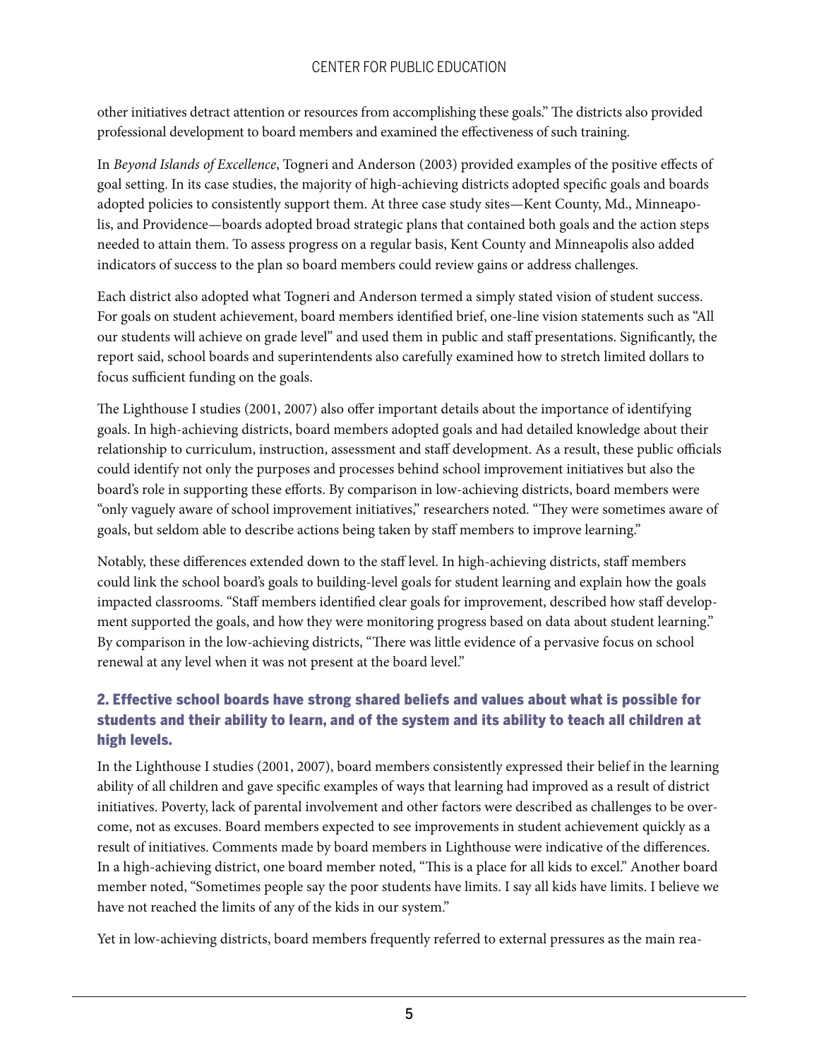other initiatives detract attention or resources from accomplishing these goals." The districts also provided professional development to board members and examined the effectiveness of such training.

In *Beyond Islands of Excellence*, Togneri and Anderson (2003) provided examples of the positive effects of goal setting. In its case studies, the majority of high-achieving districts adopted specific goals and boards adopted policies to consistently support them. At three case study sites—Kent County, Md., Minneapolis, and Providence—boards adopted broad strategic plans that contained both goals and the action steps needed to attain them. To assess progress on a regular basis, Kent County and Minneapolis also added indicators of success to the plan so board members could review gains or address challenges.

Each district also adopted what Togneri and Anderson termed a simply stated vision of student success. For goals on student achievement, board members identified brief, one-line vision statements such as "All our students will achieve on grade level" and used them in public and staff presentations. Significantly, the report said, school boards and superintendents also carefully examined how to stretch limited dollars to focus sufficient funding on the goals.

The Lighthouse I studies (2001, 2007) also offer important details about the importance of identifying goals. In high-achieving districts, board members adopted goals and had detailed knowledge about their relationship to curriculum, instruction, assessment and staff development. As a result, these public officials could identify not only the purposes and processes behind school improvement initiatives but also the board's role in supporting these efforts. By comparison in low-achieving districts, board members were "only vaguely aware of school improvement initiatives," researchers noted. "They were sometimes aware of goals, but seldom able to describe actions being taken by staff members to improve learning."

Notably, these differences extended down to the staff level. In high-achieving districts, staff members could link the school board's goals to building-level goals for student learning and explain how the goals impacted classrooms. "Staff members identified clear goals for improvement, described how staff development supported the goals, and how they were monitoring progress based on data about student learning." By comparison in the low-achieving districts, "There was little evidence of a pervasive focus on school renewal at any level when it was not present at the board level."

### 2. Effective school boards have strong shared beliefs and values about what is possible for students and their ability to learn, and of the system and its ability to teach all children at high levels.

In the Lighthouse I studies (2001, 2007), board members consistently expressed their belief in the learning ability of all children and gave specific examples of ways that learning had improved as a result of district initiatives. Poverty, lack of parental involvement and other factors were described as challenges to be overcome, not as excuses. Board members expected to see improvements in student achievement quickly as a result of initiatives. Comments made by board members in Lighthouse were indicative of the differences. In a high-achieving district, one board member noted, "This is a place for all kids to excel." Another board member noted, "Sometimes people say the poor students have limits. I say all kids have limits. I believe we have not reached the limits of any of the kids in our system."

Yet in low-achieving districts, board members frequently referred to external pressures as the main rea-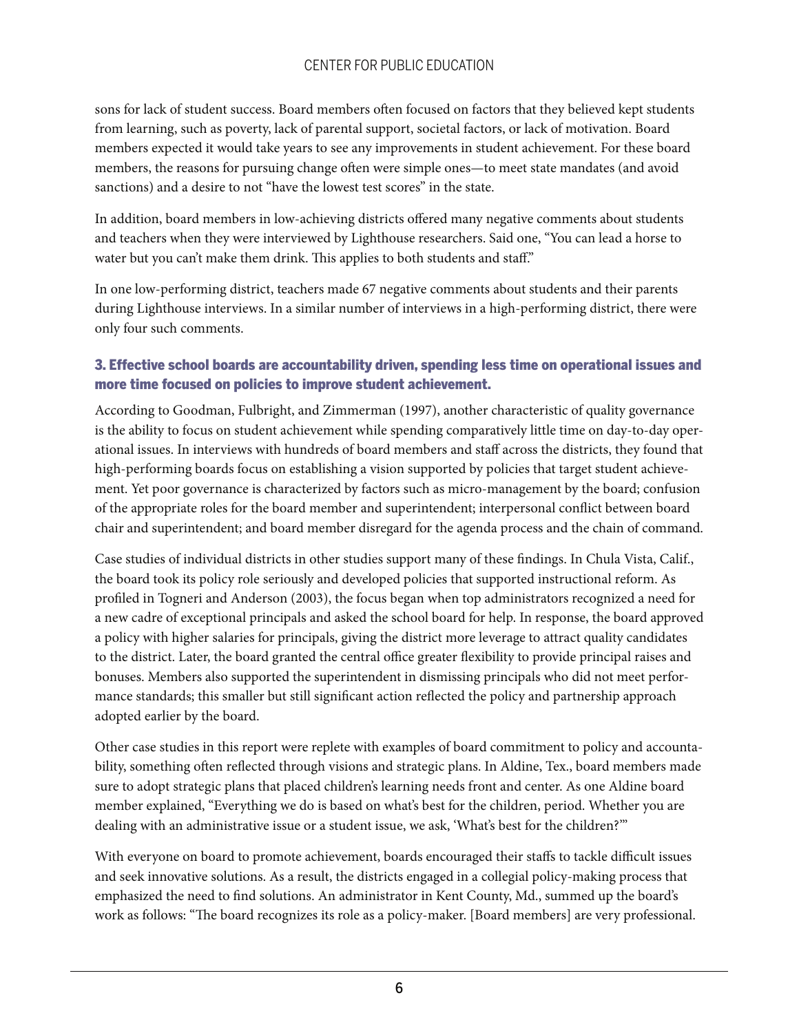sons for lack of student success. Board members often focused on factors that they believed kept students from learning, such as poverty, lack of parental support, societal factors, or lack of motivation. Board members expected it would take years to see any improvements in student achievement. For these board members, the reasons for pursuing change often were simple ones—to meet state mandates (and avoid sanctions) and a desire to not "have the lowest test scores" in the state.

In addition, board members in low-achieving districts offered many negative comments about students and teachers when they were interviewed by Lighthouse researchers. Said one, "You can lead a horse to water but you can't make them drink. This applies to both students and staff."

In one low-performing district, teachers made 67 negative comments about students and their parents during Lighthouse interviews. In a similar number of interviews in a high-performing district, there were only four such comments.

### 3. Effective school boards are accountability driven, spending less time on operational issues and more time focused on policies to improve student achievement.

According to Goodman, Fulbright, and Zimmerman (1997), another characteristic of quality governance is the ability to focus on student achievement while spending comparatively little time on day-to-day operational issues. In interviews with hundreds of board members and staff across the districts, they found that high-performing boards focus on establishing a vision supported by policies that target student achievement. Yet poor governance is characterized by factors such as micro-management by the board; confusion of the appropriate roles for the board member and superintendent; interpersonal conflict between board chair and superintendent; and board member disregard for the agenda process and the chain of command.

Case studies of individual districts in other studies support many of these findings. In Chula Vista, Calif., the board took its policy role seriously and developed policies that supported instructional reform. As profiled in Togneri and Anderson (2003), the focus began when top administrators recognized a need for a new cadre of exceptional principals and asked the school board for help. In response, the board approved a policy with higher salaries for principals, giving the district more leverage to attract quality candidates to the district. Later, the board granted the central office greater flexibility to provide principal raises and bonuses. Members also supported the superintendent in dismissing principals who did not meet performance standards; this smaller but still significant action reflected the policy and partnership approach adopted earlier by the board.

Other case studies in this report were replete with examples of board commitment to policy and accountability, something often reflected through visions and strategic plans. In Aldine, Tex., board members made sure to adopt strategic plans that placed children's learning needs front and center. As one Aldine board member explained, "Everything we do is based on what's best for the children, period. Whether you are dealing with an administrative issue or a student issue, we ask, 'What's best for the children?'"

With everyone on board to promote achievement, boards encouraged their staffs to tackle difficult issues and seek innovative solutions. As a result, the districts engaged in a collegial policy-making process that emphasized the need to find solutions. An administrator in Kent County, Md., summed up the board's work as follows: "The board recognizes its role as a policy-maker. [Board members] are very professional.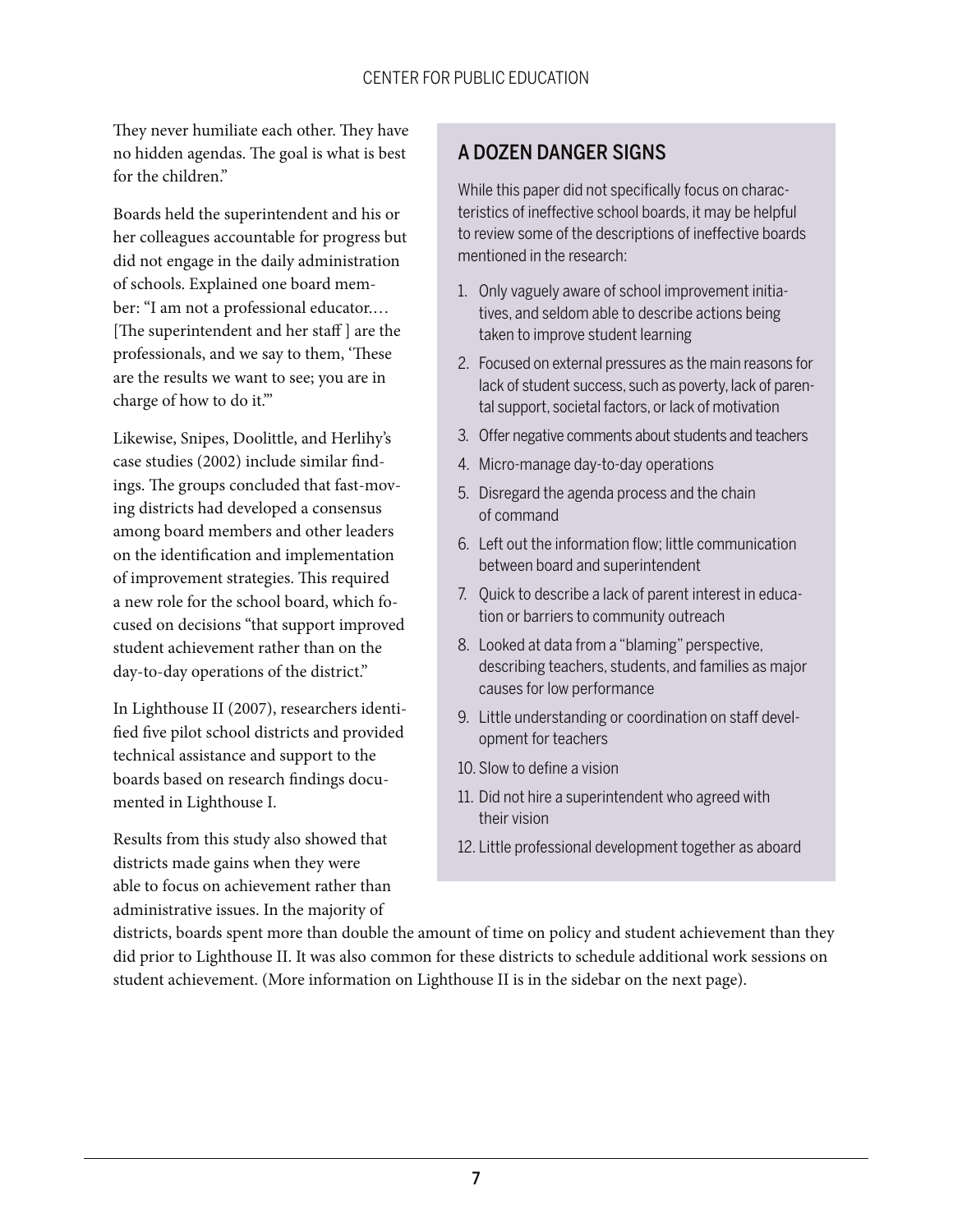They never humiliate each other. They have no hidden agendas. The goal is what is best for the children."

Boards held the superintendent and his or her colleagues accountable for progress but did not engage in the daily administration of schools. Explained one board member: "I am not a professional educator.… [The superintendent and her staff ] are the professionals, and we say to them, 'These are the results we want to see; you are in charge of how to do it.'"

Likewise, Snipes, Doolittle, and Herlihy's case studies (2002) include similar findings. The groups concluded that fast-moving districts had developed a consensus among board members and other leaders on the identification and implementation of improvement strategies. This required a new role for the school board, which focused on decisions "that support improved student achievement rather than on the day-to-day operations of the district."

In Lighthouse II (2007), researchers identified five pilot school districts and provided technical assistance and support to the boards based on research findings documented in Lighthouse I.

Results from this study also showed that districts made gains when they were able to focus on achievement rather than administrative issues. In the majority of districts, boards spent more than double the amount of time on policy and student achievement than they did prior to Lighthouse II. It was also common for these districts to schedule additional work sessions on student achievement. (More information on Lighthouse II is in the sidebar on the next page).

## A DOZEN DANGER SIGNS

While this paper did not specifically focus on characteristics of ineffective school boards, it may be helpful to review some of the descriptions of ineffective boards mentioned in the research:

1. Only vaguely aware of school improvement initiatives, and seldom able to describe actions being taken to improve student learning
2. Focused on external pressures as the main reasons for lack of student success, such as poverty, lack of parental support, societal factors, or lack of motivation
3. Offer negative comments about students and teachers
4. Micro-manage day-to-day operations
5. Disregard the agenda process and the chain of command
6. Left out the information flow; little communication between board and superintendent
7. Quick to describe a lack of parent interest in education or barriers to community outreach
8. Looked at data from a "blaming" perspective, describing teachers, students, and families as major causes for low performance
9. Little understanding or coordination on staff development for teachers
10. Slow to define a vision
11. Did not hire a superintendent who agreed with their vision
12. Little professional development together as aboard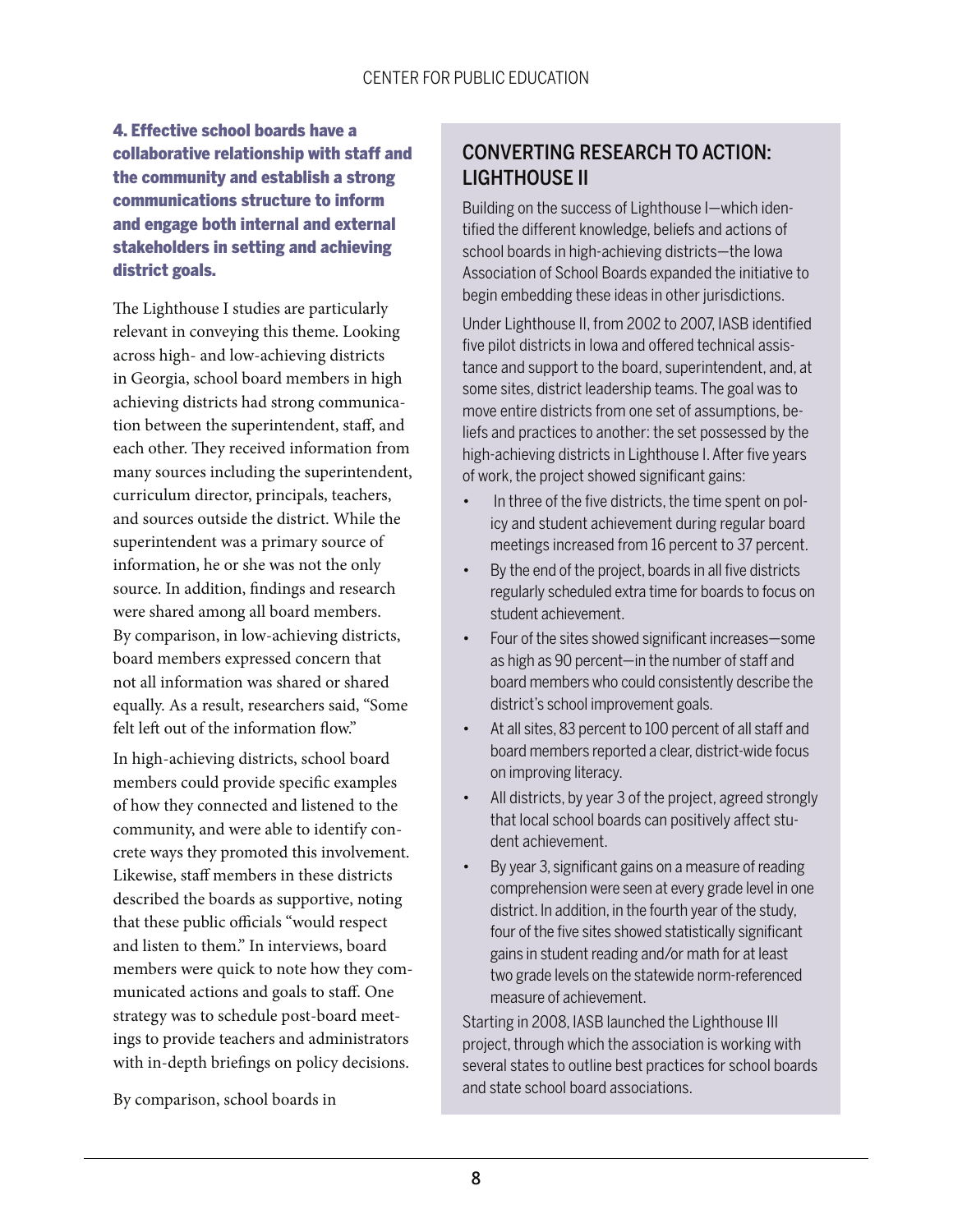**4. Effective school boards have a collaborative relationship with staff and the community and establish a strong communications structure to inform and engage both internal and external stakeholders in setting and achieving district goals.**

The Lighthouse I studies are particularly relevant in conveying this theme. Looking across high- and low-achieving districts in Georgia, school board members in high achieving districts had strong communication between the superintendent, staff, and each other. They received information from many sources including the superintendent, curriculum director, principals, teachers, and sources outside the district. While the superintendent was a primary source of information, he or she was not the only source. In addition, findings and research were shared among all board members. By comparison, in low-achieving districts, board members expressed concern that not all information was shared or shared equally. As a result, researchers said, "Some felt left out of the information flow."

In high-achieving districts, school board members could provide specific examples of how they connected and listened to the community, and were able to identify concrete ways they promoted this involvement. Likewise, staff members in these districts described the boards as supportive, noting that these public officials "would respect and listen to them." In interviews, board members were quick to note how they communicated actions and goals to staff. One strategy was to schedule post-board meetings to provide teachers and administrators with in-depth briefings on policy decisions.

By comparison, school boards in

## CONVERTING RESEARCH TO ACTION: LIGHTHOUSE II

Building on the success of Lighthouse I—which identified the different knowledge, beliefs and actions of school boards in high-achieving districts—the Iowa Association of School Boards expanded the initiative to begin embedding these ideas in other jurisdictions.

Under Lighthouse II, from 2002 to 2007, IASB identified five pilot districts in Iowa and offered technical assistance and support to the board, superintendent, and, at some sites, district leadership teams. The goal was to move entire districts from one set of assumptions, beliefs and practices to another: the set possessed by the high-achieving districts in Lighthouse I. After five years of work, the project showed significant gains:

- In three of the five districts, the time spent on policy and student achievement during regular board meetings increased from 16 percent to 37 percent.
- By the end of the project, boards in all five districts regularly scheduled extra time for boards to focus on student achievement.
- Four of the sites showed significant increases—some as high as 90 percent—in the number of staff and board members who could consistently describe the district's school improvement goals.
- At all sites, 83 percent to 100 percent of all staff and board members reported a clear, district-wide focus on improving literacy.
- All districts, by year 3 of the project, agreed strongly that local school boards can positively affect student achievement.
- By year 3, significant gains on a measure of reading comprehension were seen at every grade level in one district. In addition, in the fourth year of the study, four of the five sites showed statistically significant gains in student reading and/or math for at least two grade levels on the statewide norm-referenced measure of achievement.

Starting in 2008, IASB launched the Lighthouse III project, through which the association is working with several states to outline best practices for school boards and state school board associations.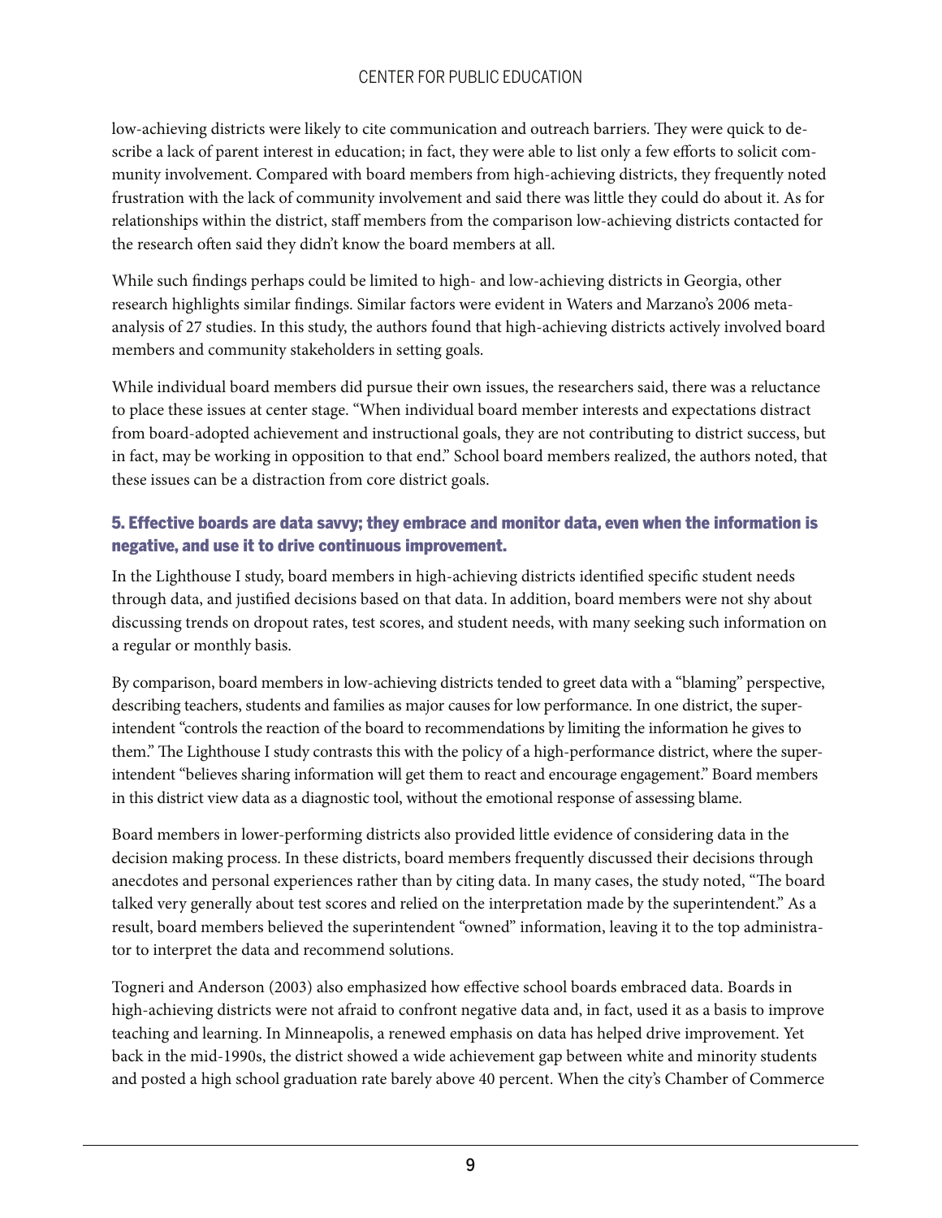low-achieving districts were likely to cite communication and outreach barriers. They were quick to describe a lack of parent interest in education; in fact, they were able to list only a few efforts to solicit community involvement. Compared with board members from high-achieving districts, they frequently noted frustration with the lack of community involvement and said there was little they could do about it. As for relationships within the district, staff members from the comparison low-achieving districts contacted for the research often said they didn't know the board members at all.

While such findings perhaps could be limited to high- and low-achieving districts in Georgia, other research highlights similar findings. Similar factors were evident in Waters and Marzano's 2006 meta-analysis of 27 studies. In this study, the authors found that high-achieving districts actively involved board members and community stakeholders in setting goals.

While individual board members did pursue their own issues, the researchers said, there was a reluctance to place these issues at center stage. "When individual board member interests and expectations distract from board-adopted achievement and instructional goals, they are not contributing to district success, but in fact, may be working in opposition to that end." School board members realized, the authors noted, that these issues can be a distraction from core district goals.

### 5. Effective boards are data savvy; they embrace and monitor data, even when the information is negative, and use it to drive continuous improvement.

In the Lighthouse I study, board members in high-achieving districts identified specific student needs through data, and justified decisions based on that data. In addition, board members were not shy about discussing trends on dropout rates, test scores, and student needs, with many seeking such information on a regular or monthly basis.

By comparison, board members in low-achieving districts tended to greet data with a "blaming" perspective, describing teachers, students and families as major causes for low performance. In one district, the superintendent "controls the reaction of the board to recommendations by limiting the information he gives to them." The Lighthouse I study contrasts this with the policy of a high-performance district, where the superintendent "believes sharing information will get them to react and encourage engagement." Board members in this district view data as a diagnostic tool, without the emotional response of assessing blame.

Board members in lower-performing districts also provided little evidence of considering data in the decision making process. In these districts, board members frequently discussed their decisions through anecdotes and personal experiences rather than by citing data. In many cases, the study noted, "The board talked very generally about test scores and relied on the interpretation made by the superintendent." As a result, board members believed the superintendent "owned" information, leaving it to the top administrator to interpret the data and recommend solutions.

Togneri and Anderson (2003) also emphasized how effective school boards embraced data. Boards in high-achieving districts were not afraid to confront negative data and, in fact, used it as a basis to improve teaching and learning. In Minneapolis, a renewed emphasis on data has helped drive improvement. Yet back in the mid-1990s, the district showed a wide achievement gap between white and minority students and posted a high school graduation rate barely above 40 percent. When the city's Chamber of Commerce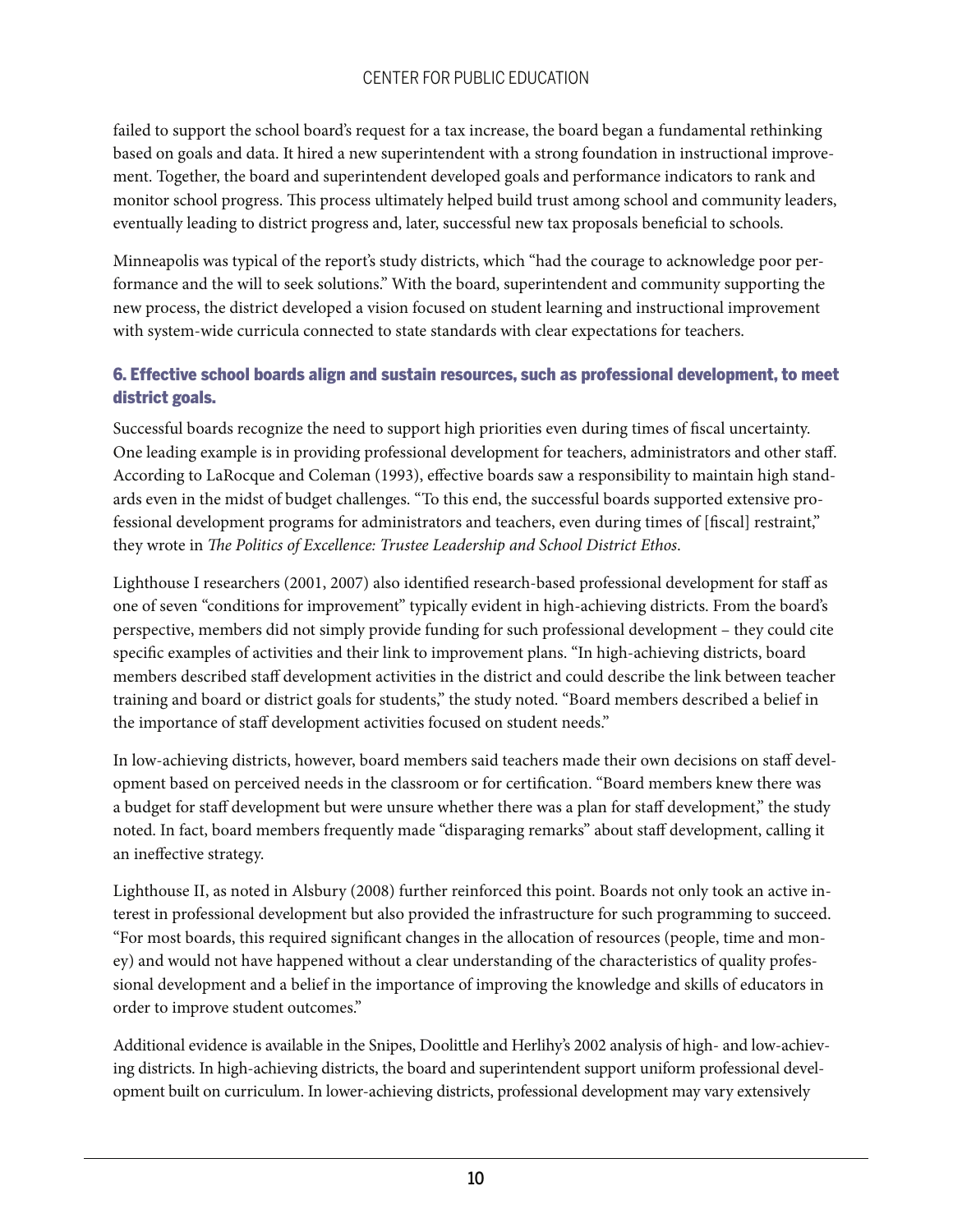failed to support the school board's request for a tax increase, the board began a fundamental rethinking based on goals and data. It hired a new superintendent with a strong foundation in instructional improvement. Together, the board and superintendent developed goals and performance indicators to rank and monitor school progress. This process ultimately helped build trust among school and community leaders, eventually leading to district progress and, later, successful new tax proposals beneficial to schools.

Minneapolis was typical of the report's study districts, which "had the courage to acknowledge poor performance and the will to seek solutions." With the board, superintendent and community supporting the new process, the district developed a vision focused on student learning and instructional improvement with system-wide curricula connected to state standards with clear expectations for teachers.

### 6. Effective school boards align and sustain resources, such as professional development, to meet district goals.

Successful boards recognize the need to support high priorities even during times of fiscal uncertainty. One leading example is in providing professional development for teachers, administrators and other staff. According to LaRocque and Coleman (1993), effective boards saw a responsibility to maintain high standards even in the midst of budget challenges. "To this end, the successful boards supported extensive professional development programs for administrators and teachers, even during times of [fiscal] restraint," they wrote in *The Politics of Excellence: Trustee Leadership and School District Ethos*.

Lighthouse I researchers (2001, 2007) also identified research-based professional development for staff as one of seven "conditions for improvement" typically evident in high-achieving districts. From the board's perspective, members did not simply provide funding for such professional development – they could cite specific examples of activities and their link to improvement plans. "In high-achieving districts, board members described staff development activities in the district and could describe the link between teacher training and board or district goals for students," the study noted. "Board members described a belief in the importance of staff development activities focused on student needs."

In low-achieving districts, however, board members said teachers made their own decisions on staff development based on perceived needs in the classroom or for certification. "Board members knew there was a budget for staff development but were unsure whether there was a plan for staff development," the study noted. In fact, board members frequently made "disparaging remarks" about staff development, calling it an ineffective strategy.

Lighthouse II, as noted in Alsbury (2008) further reinforced this point. Boards not only took an active interest in professional development but also provided the infrastructure for such programming to succeed. "For most boards, this required significant changes in the allocation of resources (people, time and money) and would not have happened without a clear understanding of the characteristics of quality professional development and a belief in the importance of improving the knowledge and skills of educators in order to improve student outcomes."

Additional evidence is available in the Snipes, Doolittle and Herlihy's 2002 analysis of high- and low-achieving districts. In high-achieving districts, the board and superintendent support uniform professional development built on curriculum. In lower-achieving districts, professional development may vary extensively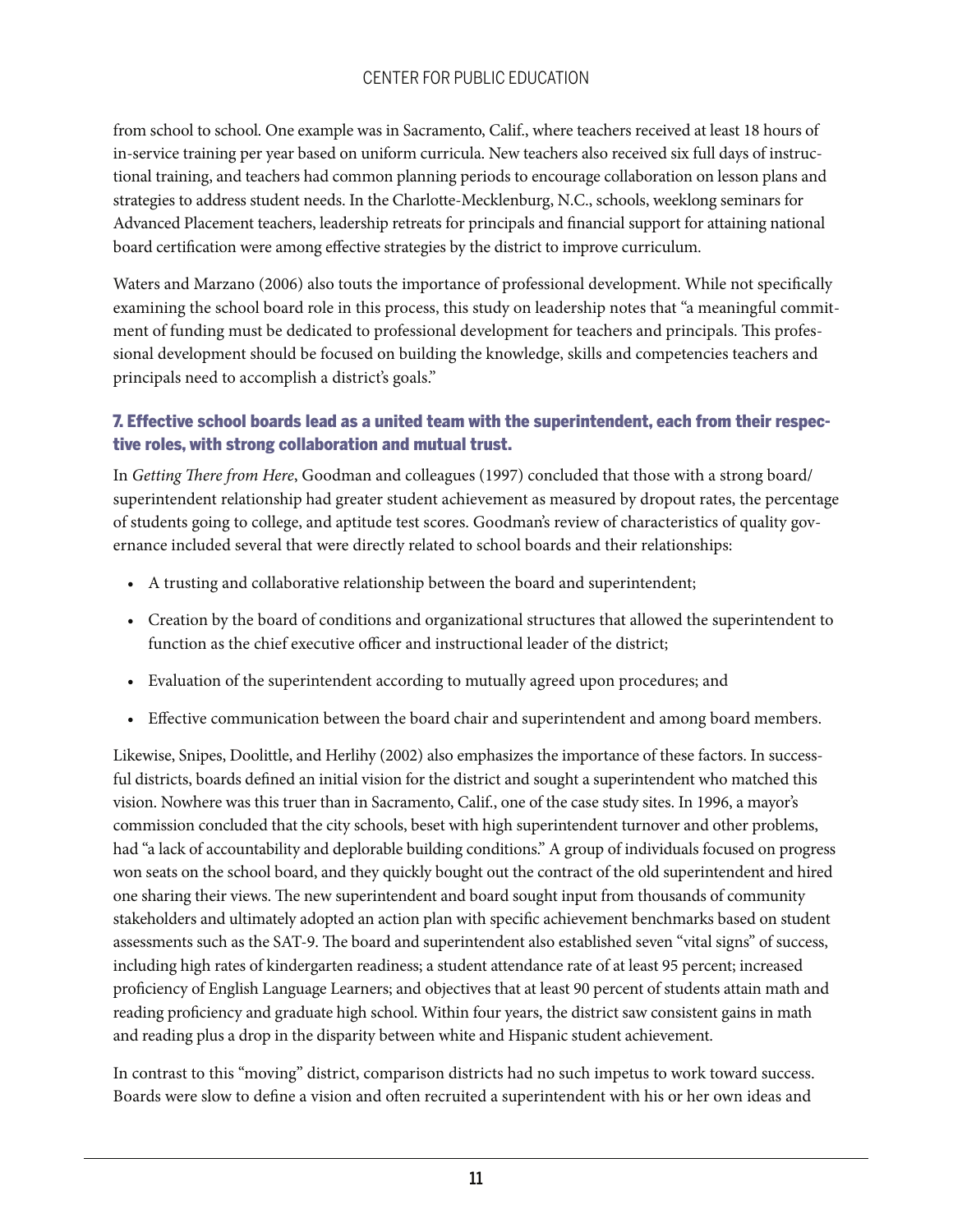from school to school. One example was in Sacramento, Calif., where teachers received at least 18 hours of in-service training per year based on uniform curricula. New teachers also received six full days of instructional training, and teachers had common planning periods to encourage collaboration on lesson plans and strategies to address student needs. In the Charlotte-Mecklenburg, N.C., schools, weeklong seminars for Advanced Placement teachers, leadership retreats for principals and financial support for attaining national board certification were among effective strategies by the district to improve curriculum.

Waters and Marzano (2006) also touts the importance of professional development. While not specifically examining the school board role in this process, this study on leadership notes that "a meaningful commitment of funding must be dedicated to professional development for teachers and principals. This professional development should be focused on building the knowledge, skills and competencies teachers and principals need to accomplish a district's goals."

### 7. Effective school boards lead as a united team with the superintendent, each from their respective roles, with strong collaboration and mutual trust.

In *Getting There from Here*, Goodman and colleagues (1997) concluded that those with a strong board/superintendent relationship had greater student achievement as measured by dropout rates, the percentage of students going to college, and aptitude test scores. Goodman's review of characteristics of quality governance included several that were directly related to school boards and their relationships:

- A trusting and collaborative relationship between the board and superintendent;
- Creation by the board of conditions and organizational structures that allowed the superintendent to function as the chief executive officer and instructional leader of the district;
- Evaluation of the superintendent according to mutually agreed upon procedures; and
- Effective communication between the board chair and superintendent and among board members.

Likewise, Snipes, Doolittle, and Herlihy (2002) also emphasizes the importance of these factors. In successful districts, boards defined an initial vision for the district and sought a superintendent who matched this vision. Nowhere was this truer than in Sacramento, Calif., one of the case study sites. In 1996, a mayor's commission concluded that the city schools, beset with high superintendent turnover and other problems, had "a lack of accountability and deplorable building conditions." A group of individuals focused on progress won seats on the school board, and they quickly bought out the contract of the old superintendent and hired one sharing their views. The new superintendent and board sought input from thousands of community stakeholders and ultimately adopted an action plan with specific achievement benchmarks based on student assessments such as the SAT-9. The board and superintendent also established seven "vital signs" of success, including high rates of kindergarten readiness; a student attendance rate of at least 95 percent; increased proficiency of English Language Learners; and objectives that at least 90 percent of students attain math and reading proficiency and graduate high school. Within four years, the district saw consistent gains in math and reading plus a drop in the disparity between white and Hispanic student achievement.

In contrast to this "moving" district, comparison districts had no such impetus to work toward success. Boards were slow to define a vision and often recruited a superintendent with his or her own ideas and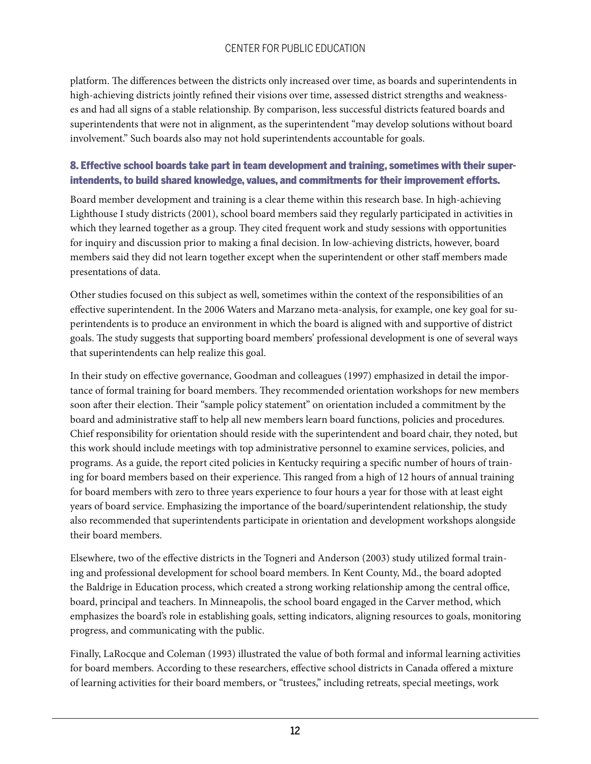platform. The differences between the districts only increased over time, as boards and superintendents in high-achieving districts jointly refined their visions over time, assessed district strengths and weaknesses and had all signs of a stable relationship. By comparison, less successful districts featured boards and superintendents that were not in alignment, as the superintendent "may develop solutions without board involvement." Such boards also may not hold superintendents accountable for goals.

### 8. Effective school boards take part in team development and training, sometimes with their superintendents, to build shared knowledge, values, and commitments for their improvement efforts.

Board member development and training is a clear theme within this research base. In high-achieving Lighthouse I study districts (2001), school board members said they regularly participated in activities in which they learned together as a group. They cited frequent work and study sessions with opportunities for inquiry and discussion prior to making a final decision. In low-achieving districts, however, board members said they did not learn together except when the superintendent or other staff members made presentations of data.

Other studies focused on this subject as well, sometimes within the context of the responsibilities of an effective superintendent. In the 2006 Waters and Marzano meta-analysis, for example, one key goal for superintendents is to produce an environment in which the board is aligned with and supportive of district goals. The study suggests that supporting board members' professional development is one of several ways that superintendents can help realize this goal.

In their study on effective governance, Goodman and colleagues (1997) emphasized in detail the importance of formal training for board members. They recommended orientation workshops for new members soon after their election. Their "sample policy statement" on orientation included a commitment by the board and administrative staff to help all new members learn board functions, policies and procedures. Chief responsibility for orientation should reside with the superintendent and board chair, they noted, but this work should include meetings with top administrative personnel to examine services, policies, and programs. As a guide, the report cited policies in Kentucky requiring a specific number of hours of training for board members based on their experience. This ranged from a high of 12 hours of annual training for board members with zero to three years experience to four hours a year for those with at least eight years of board service. Emphasizing the importance of the board/superintendent relationship, the study also recommended that superintendents participate in orientation and development workshops alongside their board members.

Elsewhere, two of the effective districts in the Togneri and Anderson (2003) study utilized formal training and professional development for school board members. In Kent County, Md., the board adopted the Baldrige in Education process, which created a strong working relationship among the central office, board, principal and teachers. In Minneapolis, the school board engaged in the Carver method, which emphasizes the board's role in establishing goals, setting indicators, aligning resources to goals, monitoring progress, and communicating with the public.

Finally, LaRocque and Coleman (1993) illustrated the value of both formal and informal learning activities for board members. According to these researchers, effective school districts in Canada offered a mixture of learning activities for their board members, or "trustees," including retreats, special meetings, work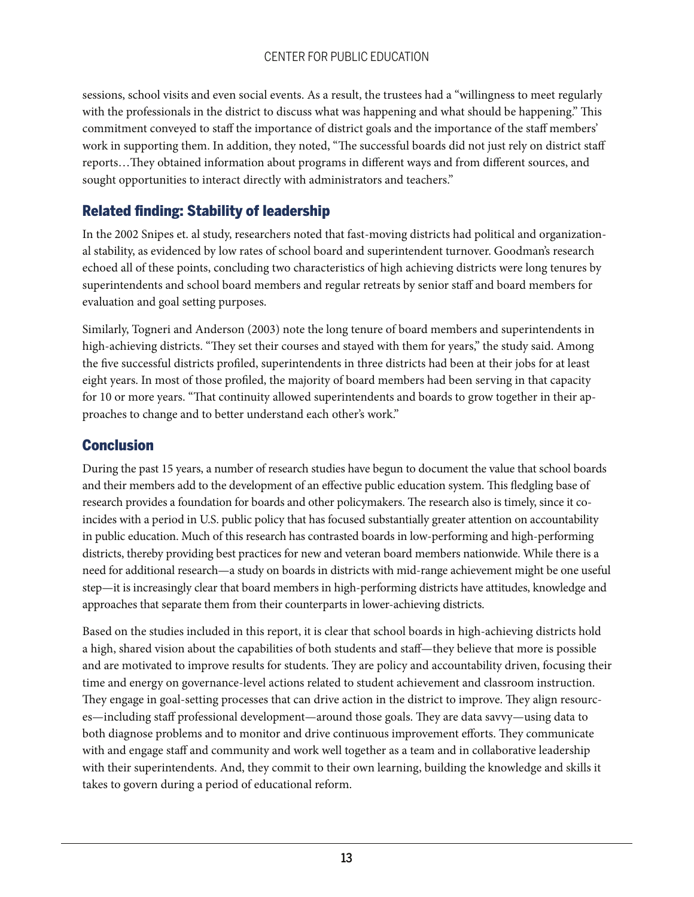sessions, school visits and even social events. As a result, the trustees had a "willingness to meet regularly with the professionals in the district to discuss what was happening and what should be happening." This commitment conveyed to staff the importance of district goals and the importance of the staff members' work in supporting them. In addition, they noted, "The successful boards did not just rely on district staff reports…They obtained information about programs in different ways and from different sources, and sought opportunities to interact directly with administrators and teachers."

## Related finding: Stability of leadership

In the 2002 Snipes et. al study, researchers noted that fast-moving districts had political and organizational stability, as evidenced by low rates of school board and superintendent turnover. Goodman's research echoed all of these points, concluding two characteristics of high achieving districts were long tenures by superintendents and school board members and regular retreats by senior staff and board members for evaluation and goal setting purposes.

Similarly, Togneri and Anderson (2003) note the long tenure of board members and superintendents in high-achieving districts. "They set their courses and stayed with them for years," the study said. Among the five successful districts profiled, superintendents in three districts had been at their jobs for at least eight years. In most of those profiled, the majority of board members had been serving in that capacity for 10 or more years. "That continuity allowed superintendents and boards to grow together in their approaches to change and to better understand each other's work."

## Conclusion

During the past 15 years, a number of research studies have begun to document the value that school boards and their members add to the development of an effective public education system. This fledgling base of research provides a foundation for boards and other policymakers. The research also is timely, since it coincides with a period in U.S. public policy that has focused substantially greater attention on accountability in public education. Much of this research has contrasted boards in low-performing and high-performing districts, thereby providing best practices for new and veteran board members nationwide. While there is a need for additional research—a study on boards in districts with mid-range achievement might be one useful step—it is increasingly clear that board members in high-performing districts have attitudes, knowledge and approaches that separate them from their counterparts in lower-achieving districts.

Based on the studies included in this report, it is clear that school boards in high-achieving districts hold a high, shared vision about the capabilities of both students and staff—they believe that more is possible and are motivated to improve results for students. They are policy and accountability driven, focusing their time and energy on governance-level actions related to student achievement and classroom instruction. They engage in goal-setting processes that can drive action in the district to improve. They align resources—including staff professional development—around those goals. They are data savvy—using data to both diagnose problems and to monitor and drive continuous improvement efforts. They communicate with and engage staff and community and work well together as a team and in collaborative leadership with their superintendents. And, they commit to their own learning, building the knowledge and skills it takes to govern during a period of educational reform.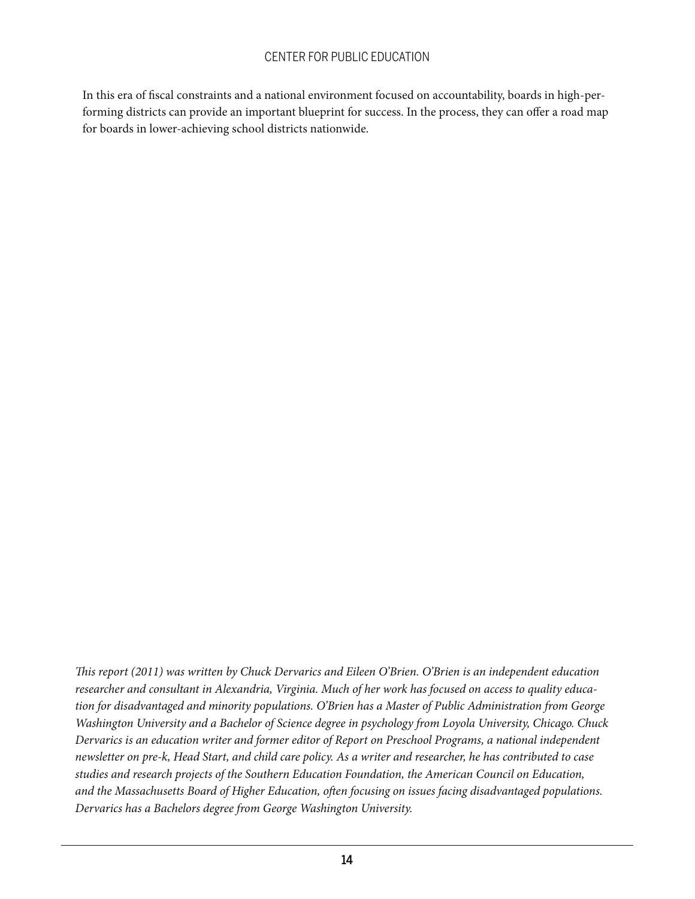In this era of fiscal constraints and a national environment focused on accountability, boards in high-performing districts can provide an important blueprint for success. In the process, they can offer a road map for boards in lower-achieving school districts nationwide.

*This report (2011) was written by Chuck Dervarics and Eileen O'Brien. O'Brien is an independent education researcher and consultant in Alexandria, Virginia. Much of her work has focused on access to quality education for disadvantaged and minority populations. O'Brien has a Master of Public Administration from George Washington University and a Bachelor of Science degree in psychology from Loyola University, Chicago. Chuck Dervarics is an education writer and former editor of Report on Preschool Programs, a national independent newsletter on pre-k, Head Start, and child care policy. As a writer and researcher, he has contributed to case studies and research projects of the Southern Education Foundation, the American Council on Education, and the Massachusetts Board of Higher Education, often focusing on issues facing disadvantaged populations. Dervarics has a Bachelors degree from George Washington University.*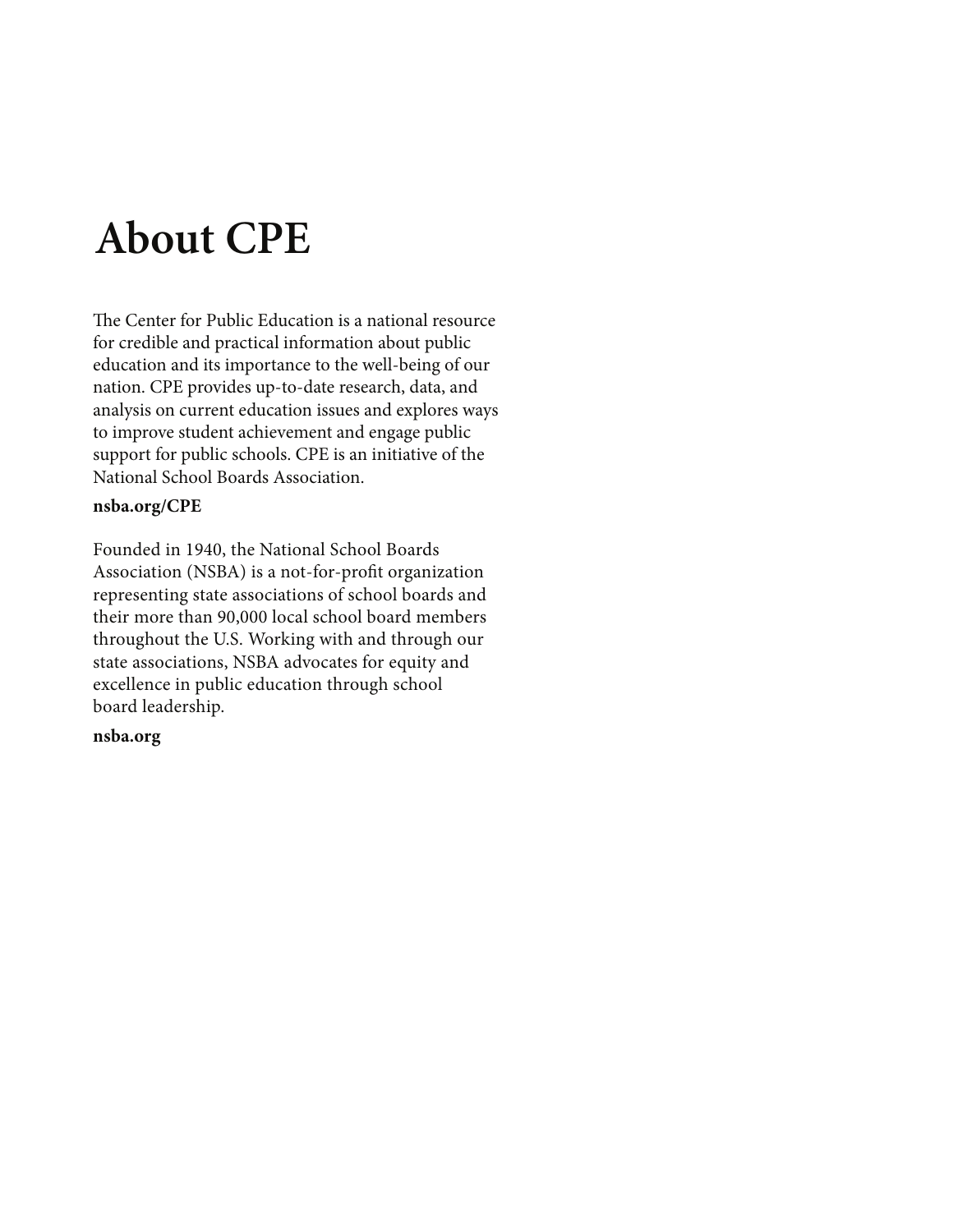# About CPE

The Center for Public Education is a national resource for credible and practical information about public education and its importance to the well-being of our nation. CPE provides up-to-date research, data, and analysis on current education issues and explores ways to improve student achievement and engage public support for public schools. CPE is an initiative of the National School Boards Association.

**nsba.org/CPE**

Founded in 1940, the National School Boards Association (NSBA) is a not-for-profit organization representing state associations of school boards and their more than 90,000 local school board members throughout the U.S. Working with and through our state associations, NSBA advocates for equity and excellence in public education through school board leadership.

**nsba.org**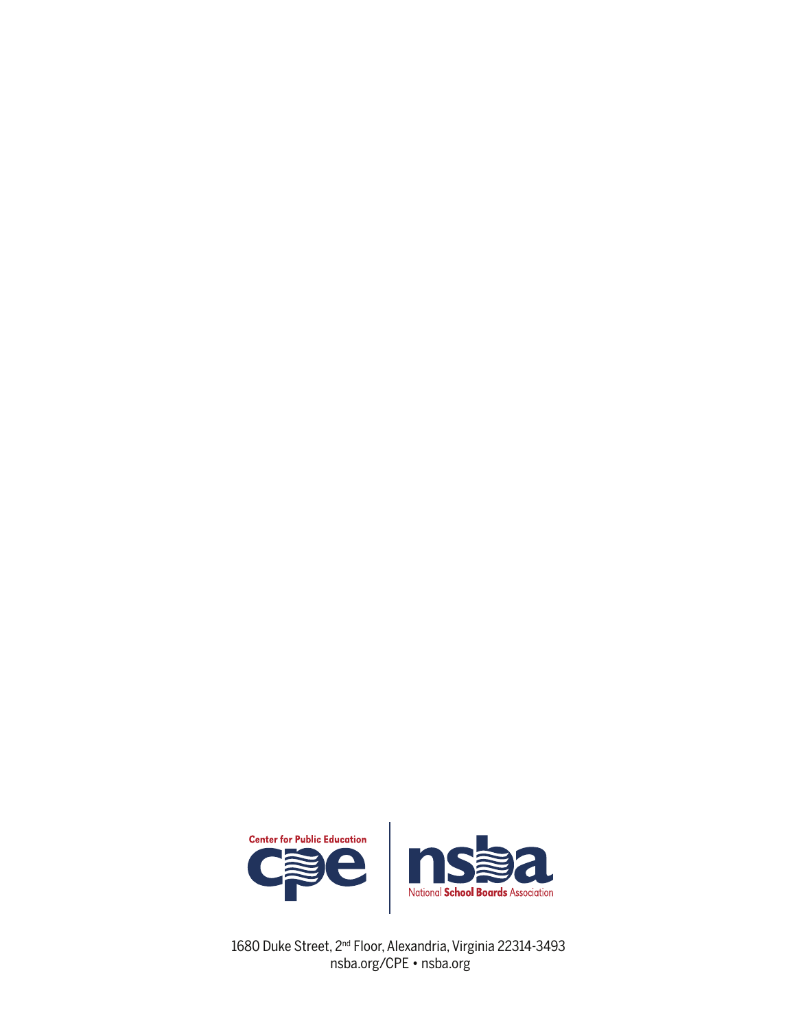Center for Public Education

cpe

nsba

National School Boards Association

1680 Duke Street, 2nd Floor, Alexandria, Virginia 22314-3493
nsba.org/CPE • nsba.org